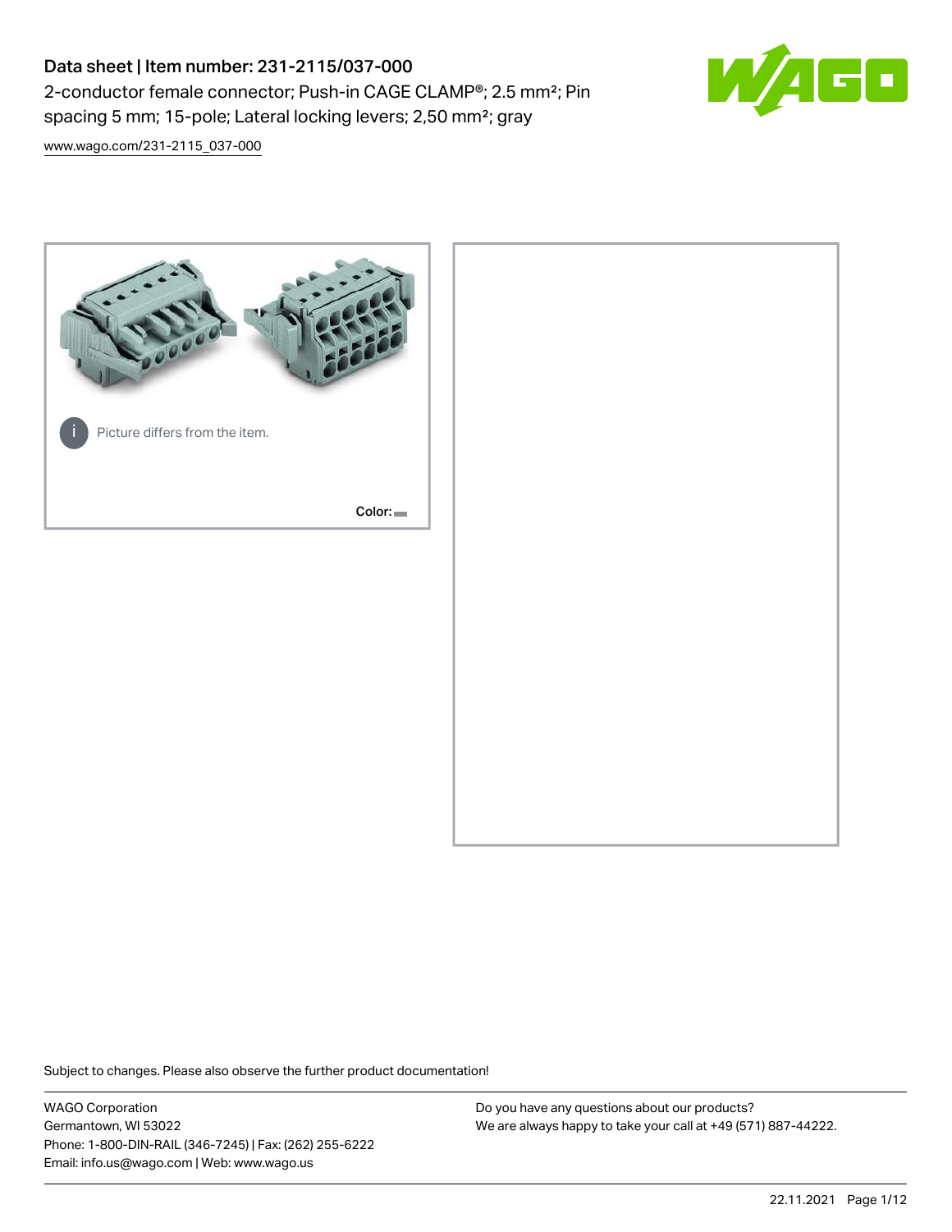# Data sheet | Item number: 231-2115/037-000

2-conductor female connector; Push-in CAGE CLAMP®; 2.5 mm²; Pin spacing 5 mm; 15-pole; Lateral locking levers; 2,50 mm²; gray

www.wago.com/231-2115_037-000

Picture differs from the item.

Color:

Subject to changes. Please also observe the further product documentation!

WAGO Corporation
Germantown, WI 53022
Phone: 1-800-DIN-RAIL (346-7245) | Fax: (262) 255-6222
Email: info.us@wago.com | Web: www.wago.us

Do you have any questions about our products?
We are always happy to take your call at +49 (571) 887-44222.

22.11.2021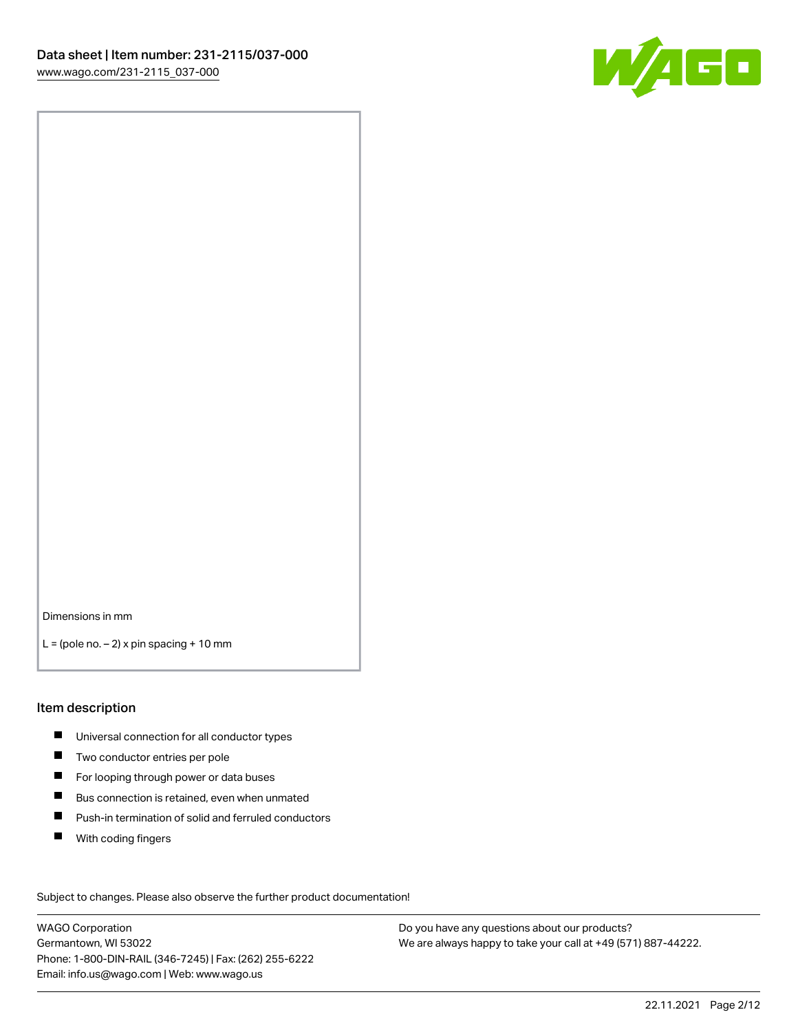Dimensions in mm

L = (pole no. – 2) x pin spacing + 10 mm

## Item description

- Universal connection for all conductor types
- Two conductor entries per pole
- For looping through power or data buses
- Bus connection is retained, even when unmated
- Push-in termination of solid and ferruled conductors
- With coding fingers

Subject to changes. Please also observe the further product documentation!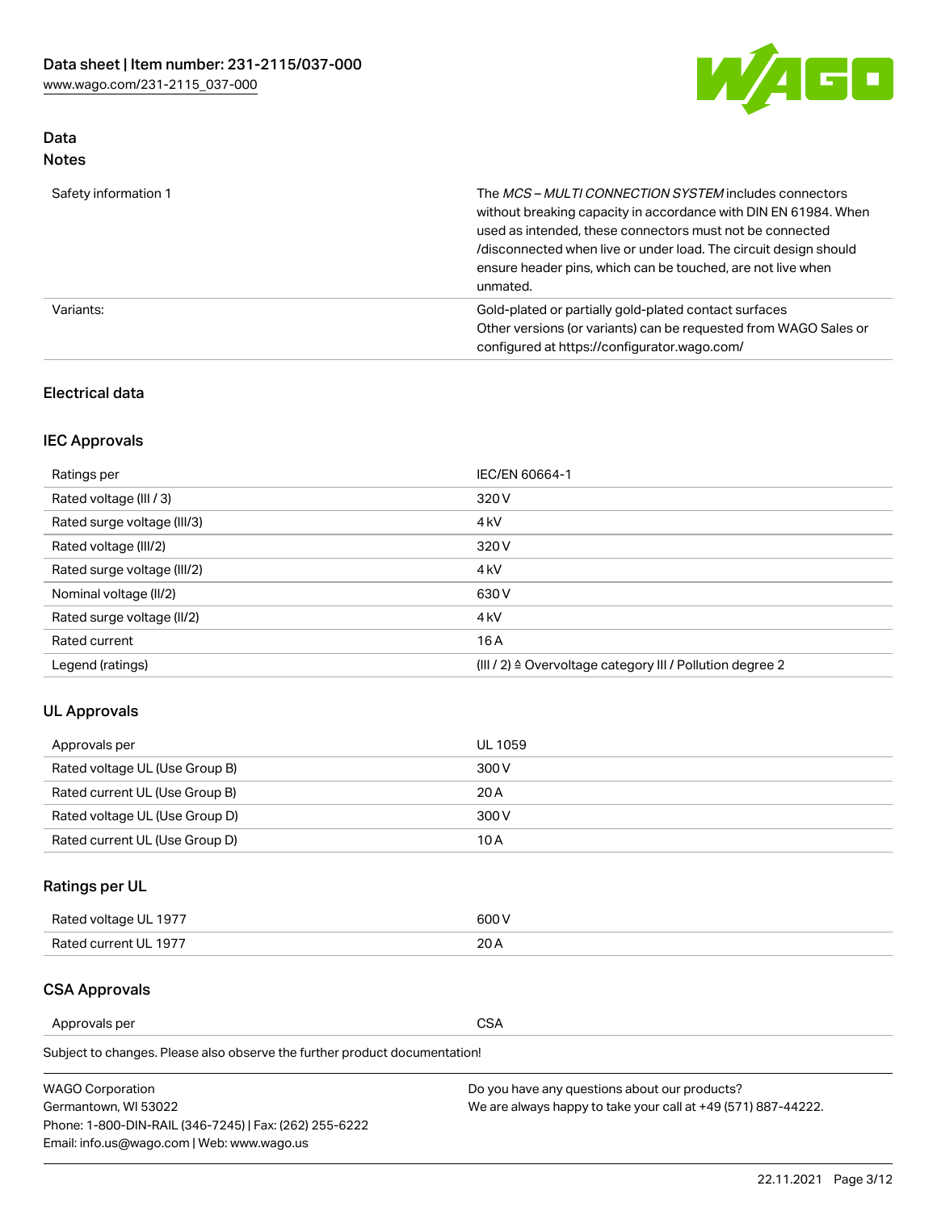## Data
### Notes

| | |
|---|---|
| Safety information 1 | The *MCS – MULTI CONNECTION SYSTEM* includes connectors without breaking capacity in accordance with DIN EN 61984. When used as intended, these connectors must not be connected /disconnected when live or under load. The circuit design should ensure header pins, which can be touched, are not live when unmated. |
| Variants: | Gold-plated or partially gold-plated contact surfaces<br>Other versions (or variants) can be requested from WAGO Sales or configured at https://configurator.wago.com/ |

## Electrical data

### IEC Approvals

| | |
|---|---|
| Ratings per | IEC/EN 60664-1 |
| Rated voltage (III / 3) | 320 V |
| Rated surge voltage (III/3) | 4 kV |
| Rated voltage (III/2) | 320 V |
| Rated surge voltage (III/2) | 4 kV |
| Nominal voltage (II/2) | 630 V |
| Rated surge voltage (II/2) | 4 kV |
| Rated current | 16 A |
| Legend (ratings) | (III / 2) ≙ Overvoltage category III / Pollution degree 2 |

### UL Approvals

| | |
|---|---|
| Approvals per | UL 1059 |
| Rated voltage UL (Use Group B) | 300 V |
| Rated current UL (Use Group B) | 20 A |
| Rated voltage UL (Use Group D) | 300 V |
| Rated current UL (Use Group D) | 10 A |

### Ratings per UL

| | |
|---|---|
| Rated voltage UL 1977 | 600 V |
| Rated current UL 1977 | 20 A |

### CSA Approvals

| | |
|---|---|
| Approvals per | CSA |

Subject to changes. Please also observe the further product documentation!

WAGO Corporation
Germantown, WI 53022
Phone: 1-800-DIN-RAIL (346-7245) | Fax: (262) 255-6222
Email: info.us@wago.com | Web: www.wago.us

Do you have any questions about our products?
We are always happy to take your call at +49 (571) 887-44222.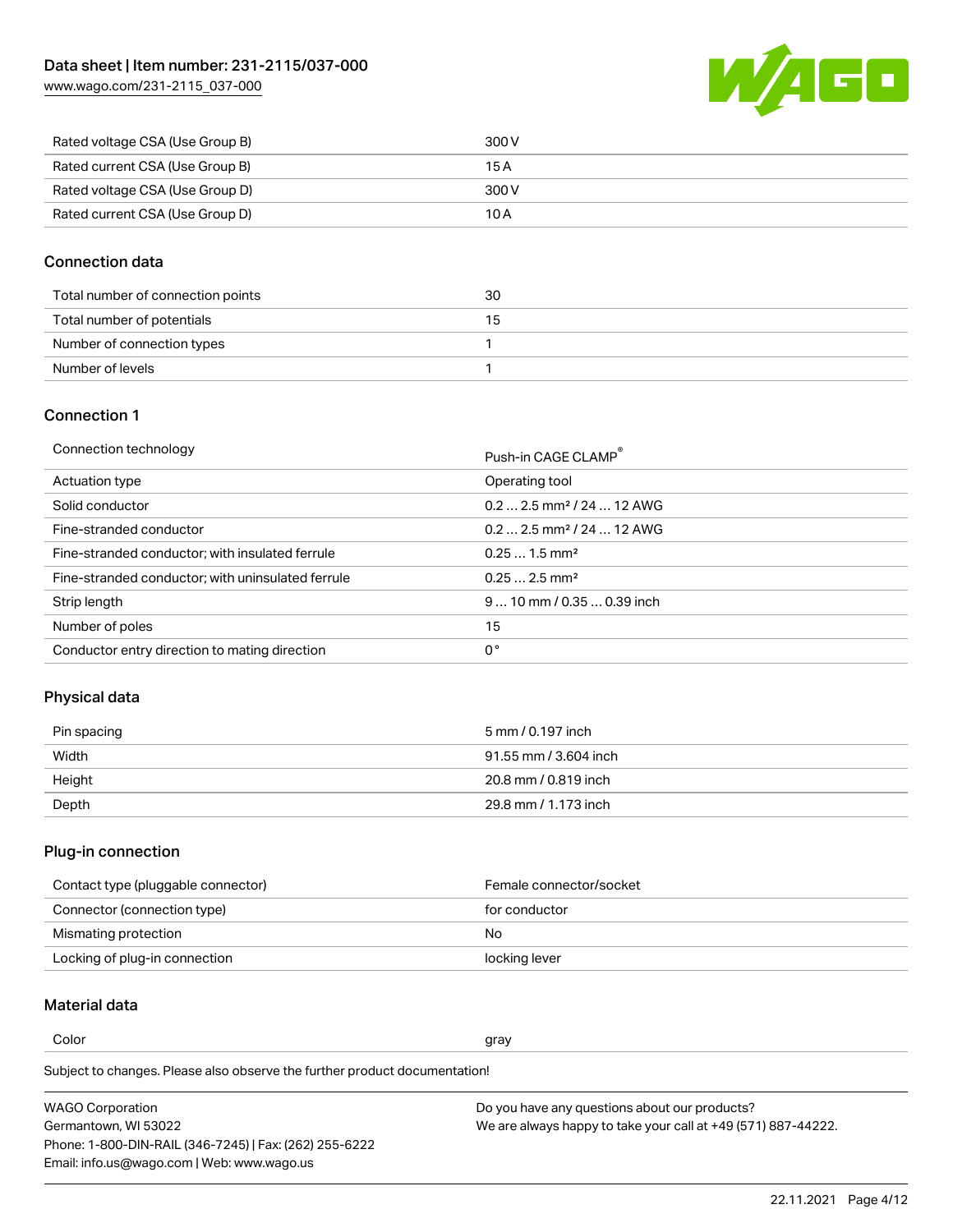| | |
|---|---|
| Rated voltage CSA (Use Group B) | 300 V |
| Rated current CSA (Use Group B) | 15 A |
| Rated voltage CSA (Use Group D) | 300 V |
| Rated current CSA (Use Group D) | 10 A |

## Connection data

| | |
|---|---|
| Total number of connection points | 30 |
| Total number of potentials | 15 |
| Number of connection types | 1 |
| Number of levels | 1 |

## Connection 1

| | |
|---|---|
| Connection technology | Push-in CAGE CLAMP® |
| Actuation type | Operating tool |
| Solid conductor | 0.2 … 2.5 mm² / 24 … 12 AWG |
| Fine-stranded conductor | 0.2 … 2.5 mm² / 24 … 12 AWG |
| Fine-stranded conductor; with insulated ferrule | 0.25 … 1.5 mm² |
| Fine-stranded conductor; with uninsulated ferrule | 0.25 … 2.5 mm² |
| Strip length | 9 … 10 mm / 0.35 … 0.39 inch |
| Number of poles | 15 |
| Conductor entry direction to mating direction | 0 ° |

## Physical data

| | |
|---|---|
| Pin spacing | 5 mm / 0.197 inch |
| Width | 91.55 mm / 3.604 inch |
| Height | 20.8 mm / 0.819 inch |
| Depth | 29.8 mm / 1.173 inch |

## Plug-in connection

| | |
|---|---|
| Contact type (pluggable connector) | Female connector/socket |
| Connector (connection type) | for conductor |
| Mismating protection | No |
| Locking of plug-in connection | locking lever |

## Material data

| | |
|---|---|
| Color | gray |

Subject to changes. Please also observe the further product documentation!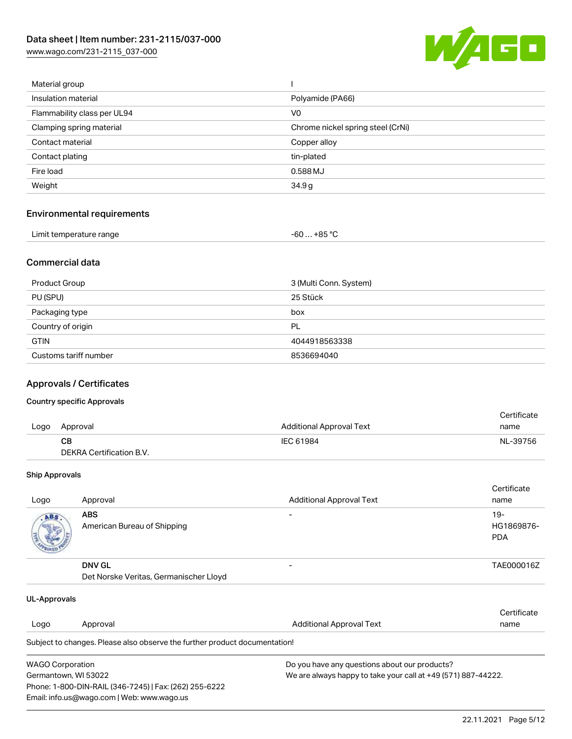| | |
|---|---|
| Material group | I |
| Insulation material | Polyamide (PA66) |
| Flammability class per UL94 | V0 |
| Clamping spring material | Chrome nickel spring steel (CrNi) |
| Contact material | Copper alloy |
| Contact plating | tin-plated |
| Fire load | 0.588 MJ |
| Weight | 34.9 g |

## Environmental requirements

| | |
|---|---|
| Limit temperature range | -60 … +85 °C |

## Commercial data

| | |
|---|---|
| Product Group | 3 (Multi Conn. System) |
| PU (SPU) | 25 Stück |
| Packaging type | box |
| Country of origin | PL |
| GTIN | 4044918563338 |
| Customs tariff number | 8536694040 |

## Approvals / Certificates

### Country specific Approvals

| Logo | Approval | Additional Approval Text | Certificate name |
|---|---|---|---|
| | **CB**<br>DEKRA Certification B.V. | IEC 61984 | NL-39756 |

### Ship Approvals

| Logo | Approval | Additional Approval Text | Certificate name |
|---|---|---|---|
| | **ABS**<br>American Bureau of Shipping | - | 19-HG1869876-PDA |
| | **DNV GL**<br>Det Norske Veritas, Germanischer Lloyd | - | TAE000016Z |

### UL-Approvals

| Logo | Approval | Additional Approval Text | Certificate name |
|---|---|---|---|

Subject to changes. Please also observe the further product documentation!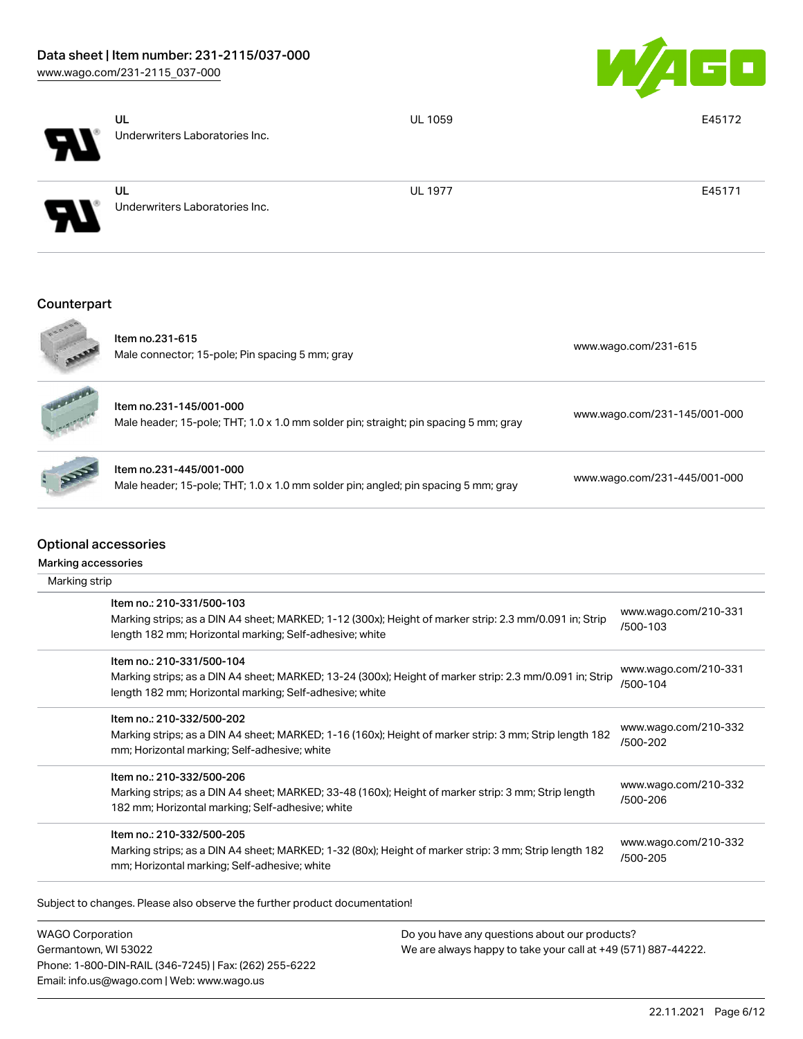| | | | |
|---|---|---|---|
| | UL<br>Underwriters Laboratories Inc. | UL 1059 | E45172 |
| | UL<br>Underwriters Laboratories Inc. | UL 1977 | E45171 |

## Counterpart

| | | |
|---|---|---|
| | Item no.231-615<br>Male connector; 15-pole; Pin spacing 5 mm; gray | www.wago.com/231-615 |
| | Item no.231-145/001-000<br>Male header; 15-pole; THT; 1.0 x 1.0 mm solder pin; straight; pin spacing 5 mm; gray | www.wago.com/231-145/001-000 |
| | Item no.231-445/001-000<br>Male header; 15-pole; THT; 1.0 x 1.0 mm solder pin; angled; pin spacing 5 mm; gray | www.wago.com/231-445/001-000 |

## Optional accessories

### Marking accessories

Marking strip

| | |
|---|---|
| Item no.: 210-331/500-103<br>Marking strips; as a DIN A4 sheet; MARKED; 1-12 (300x); Height of marker strip: 2.3 mm/0.091 in; Strip length 182 mm; Horizontal marking; Self-adhesive; white | www.wago.com/210-331/500-103 |
| Item no.: 210-331/500-104<br>Marking strips; as a DIN A4 sheet; MARKED; 13-24 (300x); Height of marker strip: 2.3 mm/0.091 in; Strip length 182 mm; Horizontal marking; Self-adhesive; white | www.wago.com/210-331/500-104 |
| Item no.: 210-332/500-202<br>Marking strips; as a DIN A4 sheet; MARKED; 1-16 (160x); Height of marker strip: 3 mm; Strip length 182 mm; Horizontal marking; Self-adhesive; white | www.wago.com/210-332/500-202 |
| Item no.: 210-332/500-206<br>Marking strips; as a DIN A4 sheet; MARKED; 33-48 (160x); Height of marker strip: 3 mm; Strip length 182 mm; Horizontal marking; Self-adhesive; white | www.wago.com/210-332/500-206 |
| Item no.: 210-332/500-205<br>Marking strips; as a DIN A4 sheet; MARKED; 1-32 (80x); Height of marker strip: 3 mm; Strip length 182 mm; Horizontal marking; Self-adhesive; white | www.wago.com/210-332/500-205 |

Subject to changes. Please also observe the further product documentation!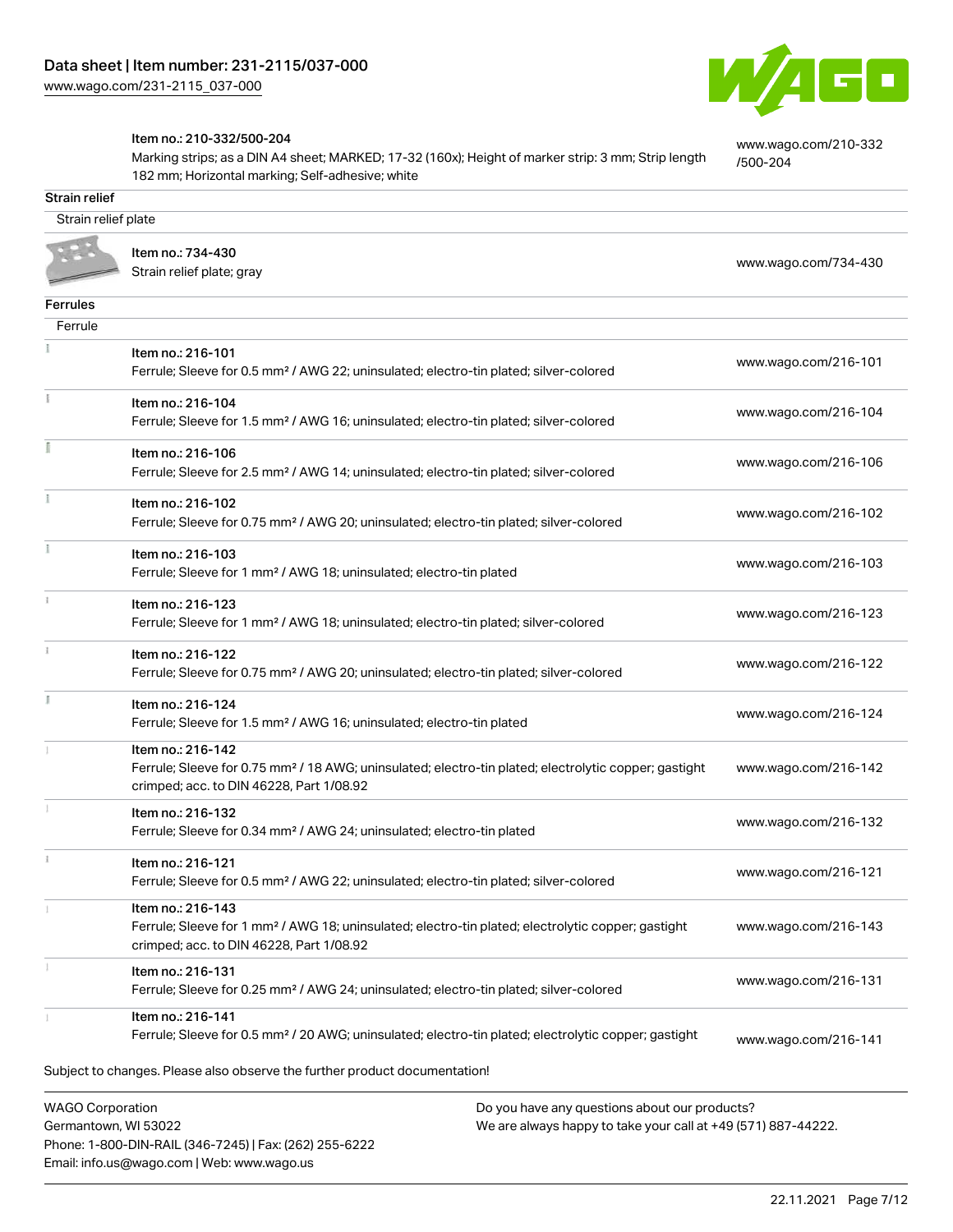| | |
|---|---|
| Item no.: 210-332/500-204<br>Marking strips; as a DIN A4 sheet; MARKED; 17-32 (160x); Height of marker strip: 3 mm; Strip length 182 mm; Horizontal marking; Self-adhesive; white | www.wago.com/210-332/500-204 |

**Strain relief**

Strain relief plate

| | |
|---|---|
| Item no.: 734-430<br>Strain relief plate; gray | www.wago.com/734-430 |

**Ferrules**

Ferrule

| | |
|---|---|
| Item no.: 216-101<br>Ferrule; Sleeve for 0.5 mm² / AWG 22; uninsulated; electro-tin plated; silver-colored | www.wago.com/216-101 |
| Item no.: 216-104<br>Ferrule; Sleeve for 1.5 mm² / AWG 16; uninsulated; electro-tin plated; silver-colored | www.wago.com/216-104 |
| Item no.: 216-106<br>Ferrule; Sleeve for 2.5 mm² / AWG 14; uninsulated; electro-tin plated; silver-colored | www.wago.com/216-106 |
| Item no.: 216-102<br>Ferrule; Sleeve for 0.75 mm² / AWG 20; uninsulated; electro-tin plated; silver-colored | www.wago.com/216-102 |
| Item no.: 216-103<br>Ferrule; Sleeve for 1 mm² / AWG 18; uninsulated; electro-tin plated | www.wago.com/216-103 |
| Item no.: 216-123<br>Ferrule; Sleeve for 1 mm² / AWG 18; uninsulated; electro-tin plated; silver-colored | www.wago.com/216-123 |
| Item no.: 216-122<br>Ferrule; Sleeve for 0.75 mm² / AWG 20; uninsulated; electro-tin plated; silver-colored | www.wago.com/216-122 |
| Item no.: 216-124<br>Ferrule; Sleeve for 1.5 mm² / AWG 16; uninsulated; electro-tin plated | www.wago.com/216-124 |
| Item no.: 216-142<br>Ferrule; Sleeve for 0.75 mm² / 18 AWG; uninsulated; electro-tin plated; electrolytic copper; gastight crimped; acc. to DIN 46228, Part 1/08.92 | www.wago.com/216-142 |
| Item no.: 216-132<br>Ferrule; Sleeve for 0.34 mm² / AWG 24; uninsulated; electro-tin plated | www.wago.com/216-132 |
| Item no.: 216-121<br>Ferrule; Sleeve for 0.5 mm² / AWG 22; uninsulated; electro-tin plated; silver-colored | www.wago.com/216-121 |
| Item no.: 216-143<br>Ferrule; Sleeve for 1 mm² / AWG 18; uninsulated; electro-tin plated; electrolytic copper; gastight crimped; acc. to DIN 46228, Part 1/08.92 | www.wago.com/216-143 |
| Item no.: 216-131<br>Ferrule; Sleeve for 0.25 mm² / AWG 24; uninsulated; electro-tin plated; silver-colored | www.wago.com/216-131 |
| Item no.: 216-141<br>Ferrule; Sleeve for 0.5 mm² / 20 AWG; uninsulated; electro-tin plated; electrolytic copper; gastight | www.wago.com/216-141 |

Subject to changes. Please also observe the further product documentation!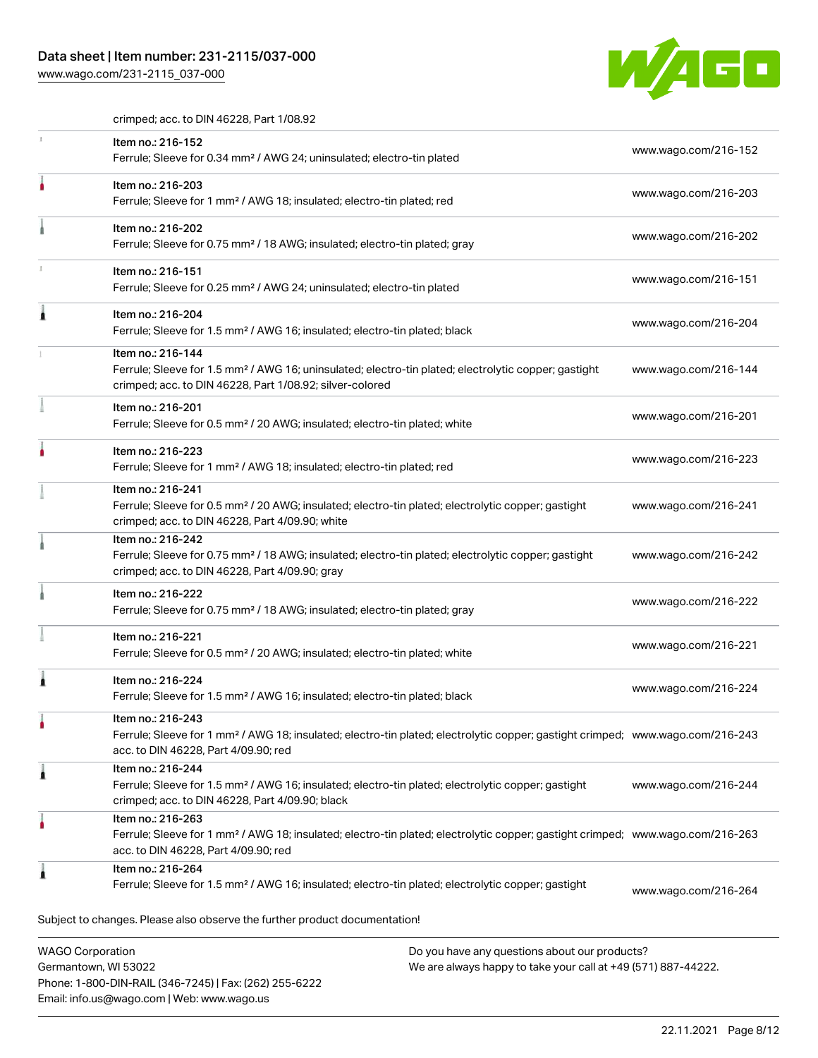crimped; acc. to DIN 46228, Part 1/08.92

| | | |
|---|---|---|
| | Item no.: 216-152<br>Ferrule; Sleeve for 0.34 mm² / AWG 24; uninsulated; electro-tin plated | www.wago.com/216-152 |
| | Item no.: 216-203<br>Ferrule; Sleeve for 1 mm² / AWG 18; insulated; electro-tin plated; red | www.wago.com/216-203 |
| | Item no.: 216-202<br>Ferrule; Sleeve for 0.75 mm² / 18 AWG; insulated; electro-tin plated; gray | www.wago.com/216-202 |
| | Item no.: 216-151<br>Ferrule; Sleeve for 0.25 mm² / AWG 24; uninsulated; electro-tin plated | www.wago.com/216-151 |
| | Item no.: 216-204<br>Ferrule; Sleeve for 1.5 mm² / AWG 16; insulated; electro-tin plated; black | www.wago.com/216-204 |
| | Item no.: 216-144<br>Ferrule; Sleeve for 1.5 mm² / AWG 16; uninsulated; electro-tin plated; electrolytic copper; gastight crimped; acc. to DIN 46228, Part 1/08.92; silver-colored | www.wago.com/216-144 |
| | Item no.: 216-201<br>Ferrule; Sleeve for 0.5 mm² / 20 AWG; insulated; electro-tin plated; white | www.wago.com/216-201 |
| | Item no.: 216-223<br>Ferrule; Sleeve for 1 mm² / AWG 18; insulated; electro-tin plated; red | www.wago.com/216-223 |
| | Item no.: 216-241<br>Ferrule; Sleeve for 0.5 mm² / 20 AWG; insulated; electro-tin plated; electrolytic copper; gastight crimped; acc. to DIN 46228, Part 4/09.90; white | www.wago.com/216-241 |
| | Item no.: 216-242<br>Ferrule; Sleeve for 0.75 mm² / 18 AWG; insulated; electro-tin plated; electrolytic copper; gastight crimped; acc. to DIN 46228, Part 4/09.90; gray | www.wago.com/216-242 |
| | Item no.: 216-222<br>Ferrule; Sleeve for 0.75 mm² / 18 AWG; insulated; electro-tin plated; gray | www.wago.com/216-222 |
| | Item no.: 216-221<br>Ferrule; Sleeve for 0.5 mm² / 20 AWG; insulated; electro-tin plated; white | www.wago.com/216-221 |
| | Item no.: 216-224<br>Ferrule; Sleeve for 1.5 mm² / AWG 16; insulated; electro-tin plated; black | www.wago.com/216-224 |
| | Item no.: 216-243<br>Ferrule; Sleeve for 1 mm² / AWG 18; insulated; electro-tin plated; electrolytic copper; gastight crimped; acc. to DIN 46228, Part 4/09.90; red | www.wago.com/216-243 |
| | Item no.: 216-244<br>Ferrule; Sleeve for 1.5 mm² / AWG 16; insulated; electro-tin plated; electrolytic copper; gastight crimped; acc. to DIN 46228, Part 4/09.90; black | www.wago.com/216-244 |
| | Item no.: 216-263<br>Ferrule; Sleeve for 1 mm² / AWG 18; insulated; electro-tin plated; electrolytic copper; gastight crimped; acc. to DIN 46228, Part 4/09.90; red | www.wago.com/216-263 |
| | Item no.: 216-264<br>Ferrule; Sleeve for 1.5 mm² / AWG 16; insulated; electro-tin plated; electrolytic copper; gastight | www.wago.com/216-264 |

Subject to changes. Please also observe the further product documentation!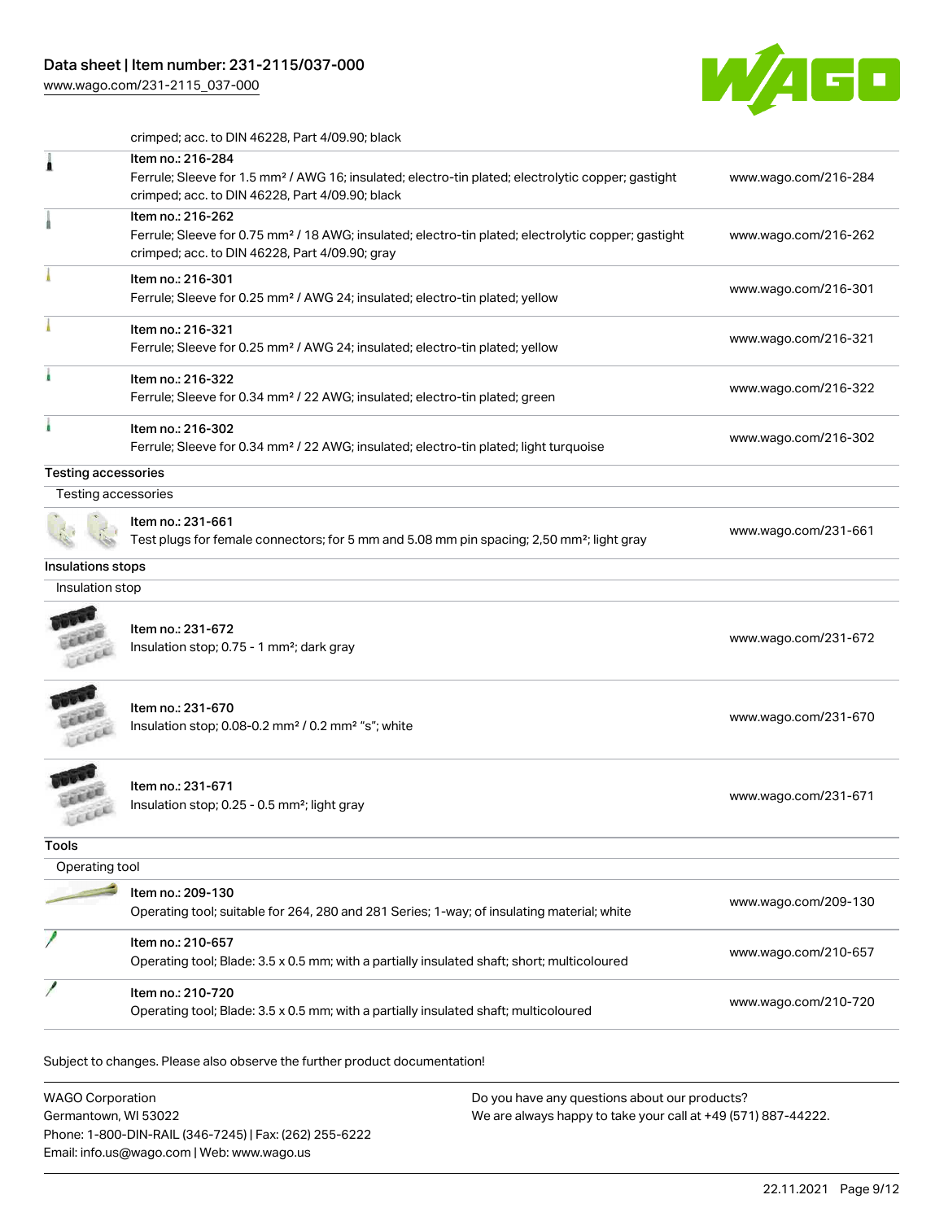crimped; acc. to DIN 46228, Part 4/09.90; black

| | | |
|---|---|---|
| | Item no.: 216-284<br>Ferrule; Sleeve for 1.5 mm² / AWG 16; insulated; electro-tin plated; electrolytic copper; gastight crimped; acc. to DIN 46228, Part 4/09.90; black | www.wago.com/216-284 |
| | Item no.: 216-262<br>Ferrule; Sleeve for 0.75 mm² / 18 AWG; insulated; electro-tin plated; electrolytic copper; gastight crimped; acc. to DIN 46228, Part 4/09.90; gray | www.wago.com/216-262 |
| | Item no.: 216-301<br>Ferrule; Sleeve for 0.25 mm² / AWG 24; insulated; electro-tin plated; yellow | www.wago.com/216-301 |
| | Item no.: 216-321<br>Ferrule; Sleeve for 0.25 mm² / AWG 24; insulated; electro-tin plated; yellow | www.wago.com/216-321 |
| | Item no.: 216-322<br>Ferrule; Sleeve for 0.34 mm² / 22 AWG; insulated; electro-tin plated; green | www.wago.com/216-322 |
| | Item no.: 216-302<br>Ferrule; Sleeve for 0.34 mm² / 22 AWG; insulated; electro-tin plated; light turquoise | www.wago.com/216-302 |

## Testing accessories

Testing accessories

| | | |
|---|---|---|
| | Item no.: 231-661<br>Test plugs for female connectors; for 5 mm and 5.08 mm pin spacing; 2,50 mm²; light gray | www.wago.com/231-661 |

## Insulations stops

Insulation stop

| | | |
|---|---|---|
| | Item no.: 231-672<br>Insulation stop; 0.75 - 1 mm²; dark gray | www.wago.com/231-672 |
| | Item no.: 231-670<br>Insulation stop; 0.08-0.2 mm² / 0.2 mm² “s”; white | www.wago.com/231-670 |
| | Item no.: 231-671<br>Insulation stop; 0.25 - 0.5 mm²; light gray | www.wago.com/231-671 |

## Tools

Operating tool

| | | |
|---|---|---|
| | Item no.: 209-130<br>Operating tool; suitable for 264, 280 and 281 Series; 1-way; of insulating material; white | www.wago.com/209-130 |
| | Item no.: 210-657<br>Operating tool; Blade: 3.5 x 0.5 mm; with a partially insulated shaft; short; multicoloured | www.wago.com/210-657 |
| | Item no.: 210-720<br>Operating tool; Blade: 3.5 x 0.5 mm; with a partially insulated shaft; multicoloured | www.wago.com/210-720 |

Subject to changes. Please also observe the further product documentation!

WAGO Corporation
Germantown, WI 53022
Phone: 1-800-DIN-RAIL (346-7245) | Fax: (262) 255-6222
Email: info.us@wago.com | Web: www.wago.us

Do you have any questions about our products?
We are always happy to take your call at +49 (571) 887-44222.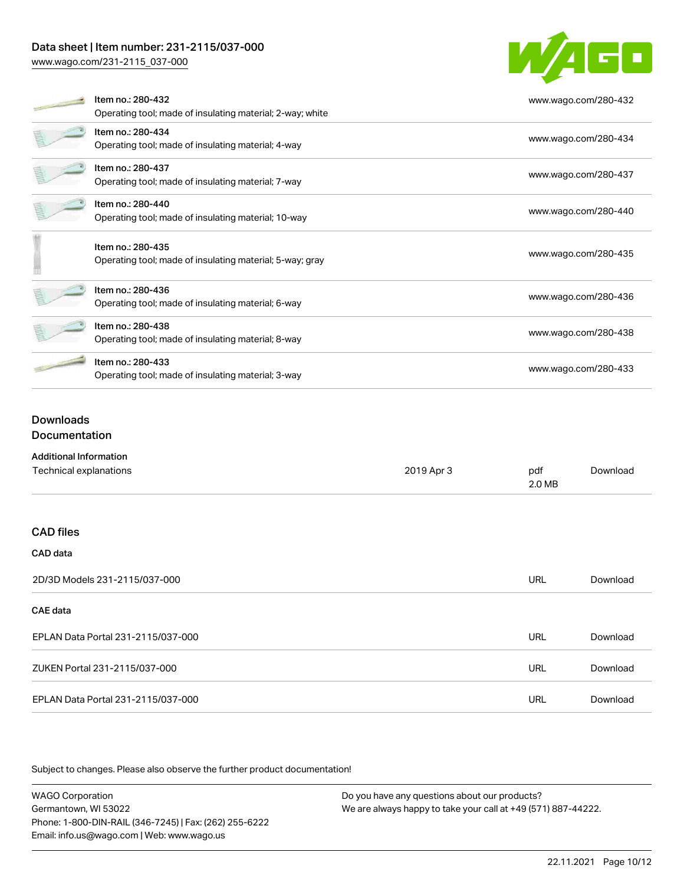| | |
|---|---|
| Item no.: 280-432<br>Operating tool; made of insulating material; 2-way; white | www.wago.com/280-432 |
| Item no.: 280-434<br>Operating tool; made of insulating material; 4-way | www.wago.com/280-434 |
| Item no.: 280-437<br>Operating tool; made of insulating material; 7-way | www.wago.com/280-437 |
| Item no.: 280-440<br>Operating tool; made of insulating material; 10-way | www.wago.com/280-440 |
| Item no.: 280-435<br>Operating tool; made of insulating material; 5-way; gray | www.wago.com/280-435 |
| Item no.: 280-436<br>Operating tool; made of insulating material; 6-way | www.wago.com/280-436 |
| Item no.: 280-438<br>Operating tool; made of insulating material; 8-way | www.wago.com/280-438 |
| Item no.: 280-433<br>Operating tool; made of insulating material; 3-way | www.wago.com/280-433 |

## Downloads

### Documentation

**Additional Information**

| | | | |
|---|---|---|---|
| Technical explanations | 2019 Apr 3 | pdf<br>2.0 MB | Download |

### CAD files

**CAD data**

| | | |
|---|---|---|
| 2D/3D Models 231-2115/037-000 | URL | Download |

**CAE data**

| | | |
|---|---|---|
| EPLAN Data Portal 231-2115/037-000 | URL | Download |
| ZUKEN Portal 231-2115/037-000 | URL | Download |
| EPLAN Data Portal 231-2115/037-000 | URL | Download |

Subject to changes. Please also observe the further product documentation!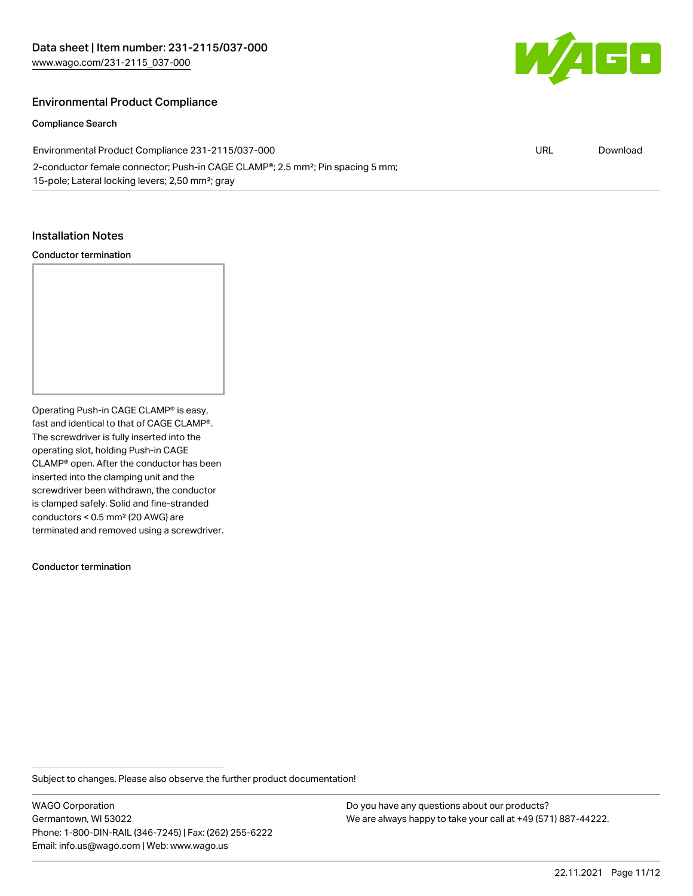## Environmental Product Compliance

### Compliance Search

| Environmental Product Compliance 231-2115/037-000 | URL | Download |
| --- | --- | --- |
| 2-conductor female connector; Push-in CAGE CLAMP®; 2.5 mm²; Pin spacing 5 mm; 15-pole; Lateral locking levers; 2,50 mm²; gray | | |

## Installation Notes

### Conductor termination

Operating Push-in CAGE CLAMP® is easy, fast and identical to that of CAGE CLAMP®. The screwdriver is fully inserted into the operating slot, holding Push-in CAGE CLAMP® open. After the conductor has been inserted into the clamping unit and the screwdriver been withdrawn, the conductor is clamped safely. Solid and fine-stranded conductors < 0.5 mm² (20 AWG) are terminated and removed using a screwdriver.

### Conductor termination

Subject to changes. Please also observe the further product documentation!

WAGO Corporation
Germantown, WI 53022
Phone: 1-800-DIN-RAIL (346-7245) | Fax: (262) 255-6222
Email: info.us@wago.com | Web: www.wago.us

Do you have any questions about our products?
We are always happy to take your call at +49 (571) 887-44222.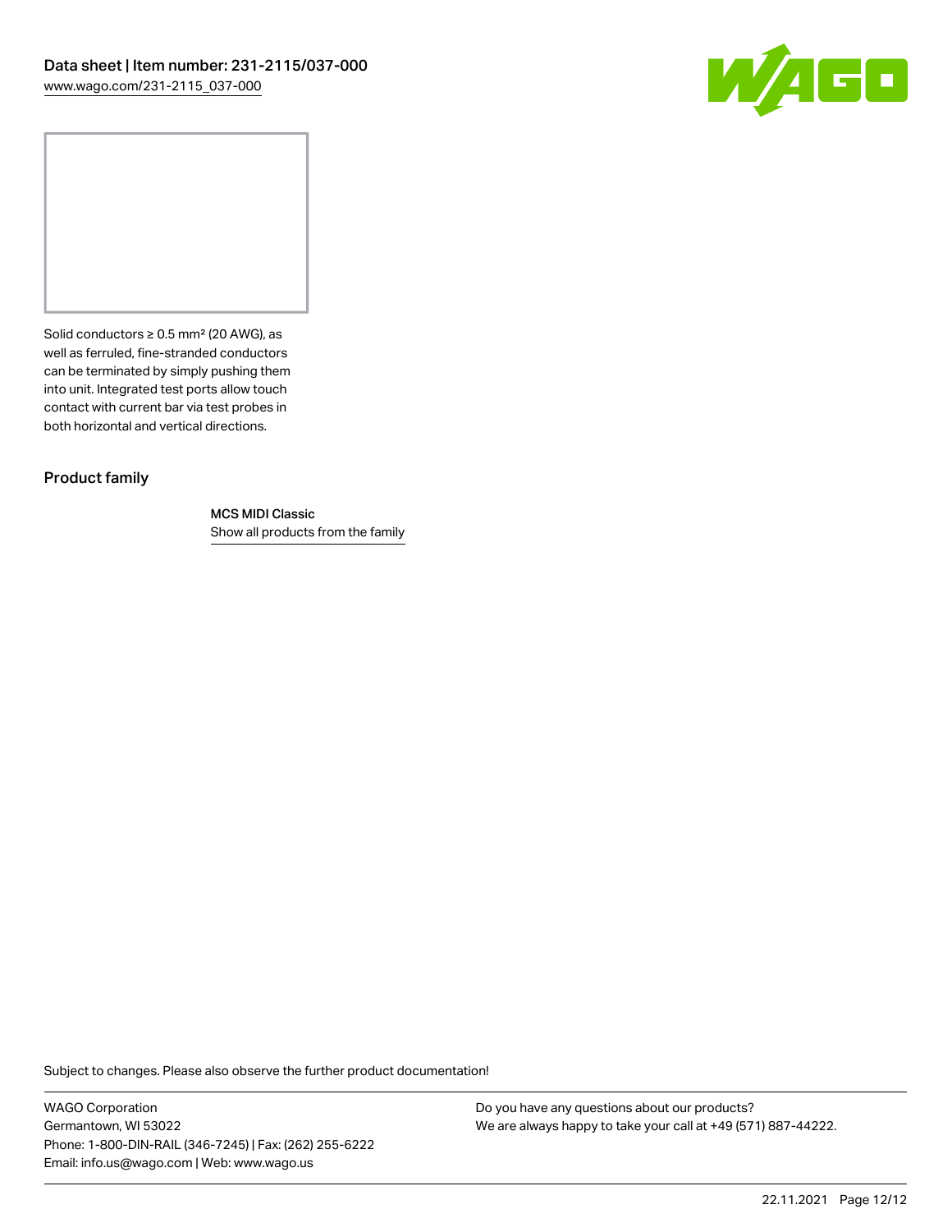Solid conductors ≥ 0.5 mm² (20 AWG), as well as ferruled, fine-stranded conductors can be terminated by simply pushing them into unit. Integrated test ports allow touch contact with current bar via test probes in both horizontal and vertical directions.

## Product family

MCS MIDI Classic
Show all products from the family

Subject to changes. Please also observe the further product documentation!

WAGO Corporation
Germantown, WI 53022
Phone: 1-800-DIN-RAIL (346-7245) | Fax: (262) 255-6222
Email: info.us@wago.com | Web: www.wago.us

Do you have any questions about our products?
We are always happy to take your call at +49 (571) 887-44222.